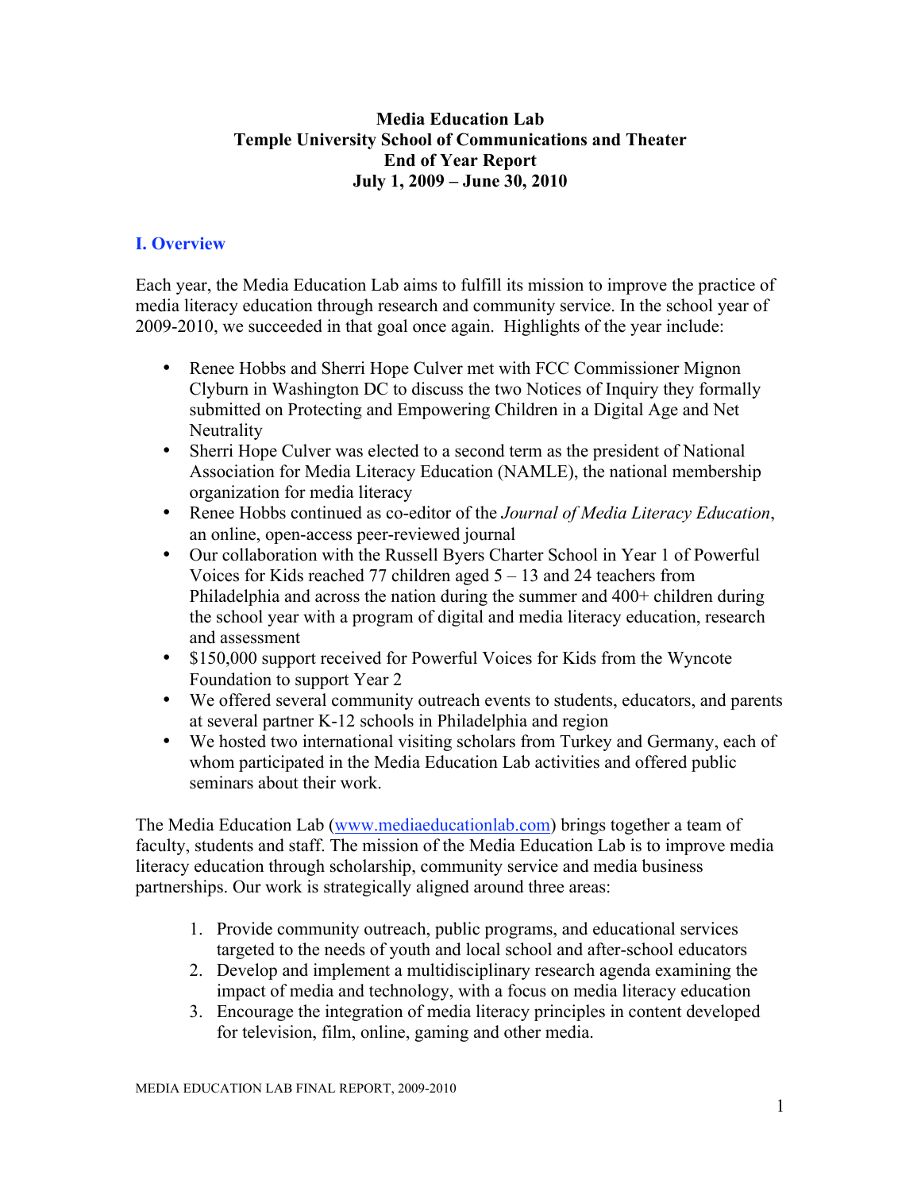# Media Education Lab
# Temple University School of Communications and Theater
# End of Year Report
# July 1, 2009 – June 30, 2010

## I. Overview

Each year, the Media Education Lab aims to fulfill its mission to improve the practice of media literacy education through research and community service. In the school year of 2009-2010, we succeeded in that goal once again. Highlights of the year include:

- Renee Hobbs and Sherri Hope Culver met with FCC Commissioner Mignon Clyburn in Washington DC to discuss the two Notices of Inquiry they formally submitted on Protecting and Empowering Children in a Digital Age and Net Neutrality
- Sherri Hope Culver was elected to a second term as the president of National Association for Media Literacy Education (NAMLE), the national membership organization for media literacy
- Renee Hobbs continued as co-editor of the *Journal of Media Literacy Education*, an online, open-access peer-reviewed journal
- Our collaboration with the Russell Byers Charter School in Year 1 of Powerful Voices for Kids reached 77 children aged 5 – 13 and 24 teachers from Philadelphia and across the nation during the summer and 400+ children during the school year with a program of digital and media literacy education, research and assessment
- $150,000 support received for Powerful Voices for Kids from the Wyncote Foundation to support Year 2
- We offered several community outreach events to students, educators, and parents at several partner K-12 schools in Philadelphia and region
- We hosted two international visiting scholars from Turkey and Germany, each of whom participated in the Media Education Lab activities and offered public seminars about their work.

The Media Education Lab (www.mediaeducationlab.com) brings together a team of faculty, students and staff. The mission of the Media Education Lab is to improve media literacy education through scholarship, community service and media business partnerships. Our work is strategically aligned around three areas:

1. Provide community outreach, public programs, and educational services targeted to the needs of youth and local school and after-school educators
2. Develop and implement a multidisciplinary research agenda examining the impact of media and technology, with a focus on media literacy education
3. Encourage the integration of media literacy principles in content developed for television, film, online, gaming and other media.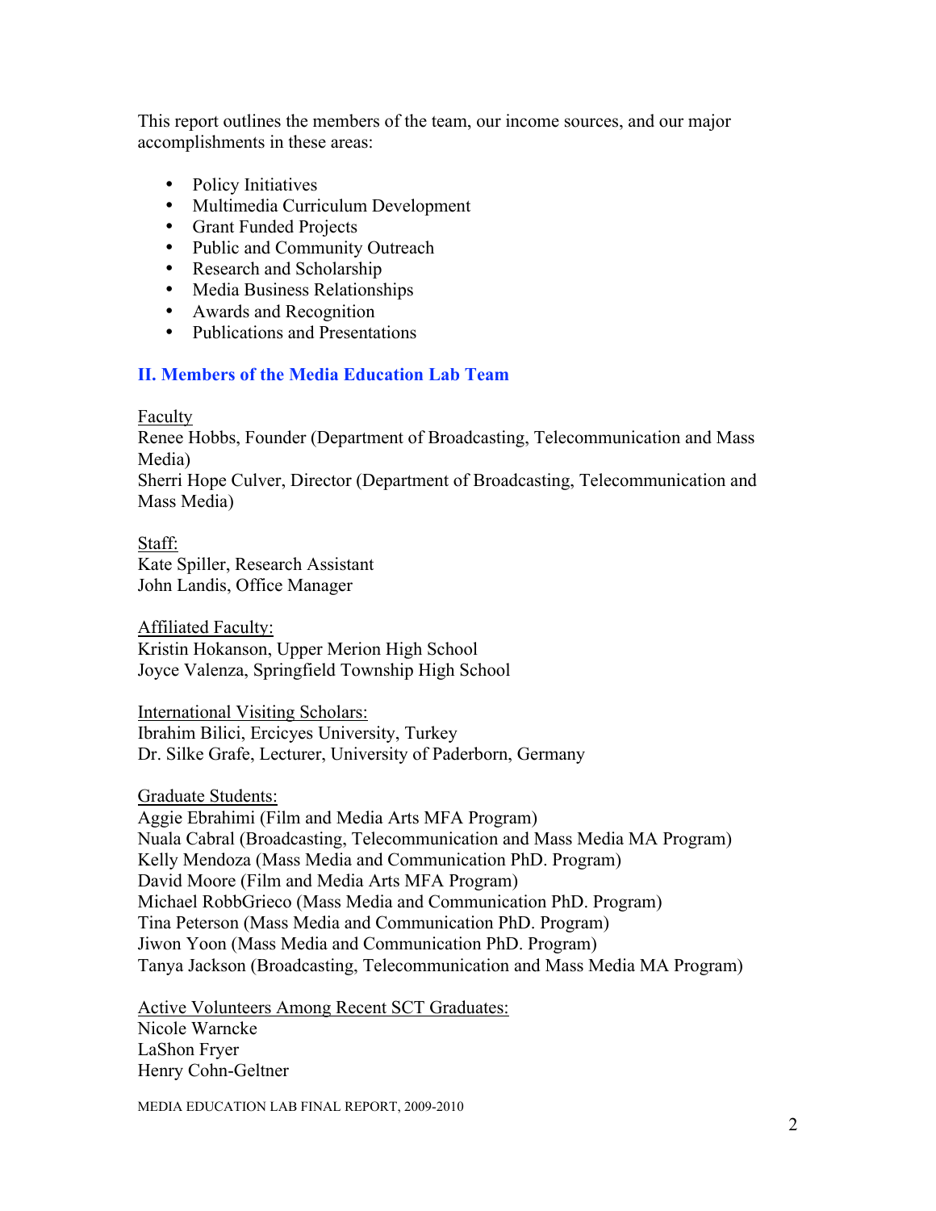This report outlines the members of the team, our income sources, and our major accomplishments in these areas:

- Policy Initiatives
- Multimedia Curriculum Development
- Grant Funded Projects
- Public and Community Outreach
- Research and Scholarship
- Media Business Relationships
- Awards and Recognition
- Publications and Presentations

## II. Members of the Media Education Lab Team

Faculty
Renee Hobbs, Founder (Department of Broadcasting, Telecommunication and Mass Media)
Sherri Hope Culver, Director (Department of Broadcasting, Telecommunication and Mass Media)

Staff:
Kate Spiller, Research Assistant
John Landis, Office Manager

Affiliated Faculty:
Kristin Hokanson, Upper Merion High School
Joyce Valenza, Springfield Township High School

International Visiting Scholars:
Ibrahim Bilici, Ercicyes University, Turkey
Dr. Silke Grafe, Lecturer, University of Paderborn, Germany

Graduate Students:
Aggie Ebrahimi (Film and Media Arts MFA Program)
Nuala Cabral (Broadcasting, Telecommunication and Mass Media MA Program)
Kelly Mendoza (Mass Media and Communication PhD. Program)
David Moore (Film and Media Arts MFA Program)
Michael RobbGrieco (Mass Media and Communication PhD. Program)
Tina Peterson (Mass Media and Communication PhD. Program)
Jiwon Yoon (Mass Media and Communication PhD. Program)
Tanya Jackson (Broadcasting, Telecommunication and Mass Media MA Program)

Active Volunteers Among Recent SCT Graduates:
Nicole Warncke
LaShon Fryer
Henry Cohn-Geltner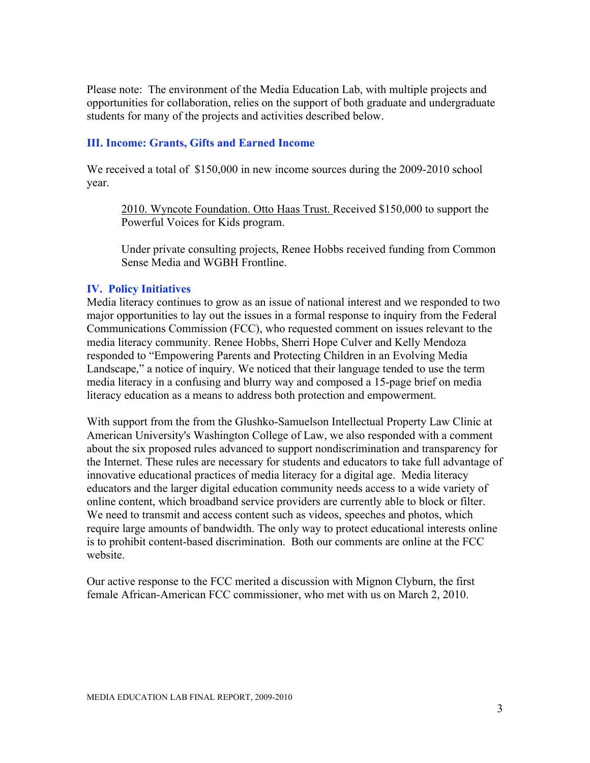Please note: The environment of the Media Education Lab, with multiple projects and opportunities for collaboration, relies on the support of both graduate and undergraduate students for many of the projects and activities described below.

## III. Income: Grants, Gifts and Earned Income

We received a total of $150,000 in new income sources during the 2009-2010 school year.

> 2010. Wyncote Foundation. Otto Haas Trust. Received $150,000 to support the Powerful Voices for Kids program.
>
> Under private consulting projects, Renee Hobbs received funding from Common Sense Media and WGBH Frontline.

## IV. Policy Initiatives

Media literacy continues to grow as an issue of national interest and we responded to two major opportunities to lay out the issues in a formal response to inquiry from the Federal Communications Commission (FCC), who requested comment on issues relevant to the media literacy community. Renee Hobbs, Sherri Hope Culver and Kelly Mendoza responded to "Empowering Parents and Protecting Children in an Evolving Media Landscape," a notice of inquiry. We noticed that their language tended to use the term media literacy in a confusing and blurry way and composed a 15-page brief on media literacy education as a means to address both protection and empowerment.

With support from the from the Glushko-Samuelson Intellectual Property Law Clinic at American University's Washington College of Law, we also responded with a comment about the six proposed rules advanced to support nondiscrimination and transparency for the Internet. These rules are necessary for students and educators to take full advantage of innovative educational practices of media literacy for a digital age. Media literacy educators and the larger digital education community needs access to a wide variety of online content, which broadband service providers are currently able to block or filter. We need to transmit and access content such as videos, speeches and photos, which require large amounts of bandwidth. The only way to protect educational interests online is to prohibit content-based discrimination. Both our comments are online at the FCC website.

Our active response to the FCC merited a discussion with Mignon Clyburn, the first female African-American FCC commissioner, who met with us on March 2, 2010.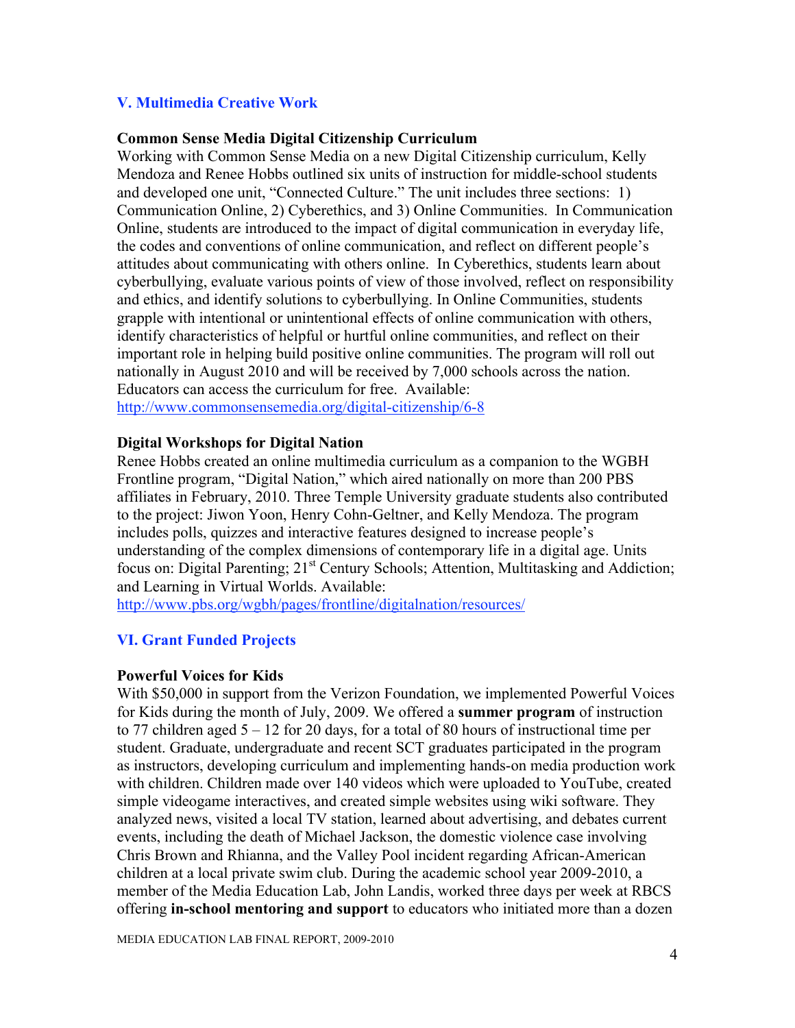## V. Multimedia Creative Work

### Common Sense Media Digital Citizenship Curriculum

Working with Common Sense Media on a new Digital Citizenship curriculum, Kelly Mendoza and Renee Hobbs outlined six units of instruction for middle-school students and developed one unit, "Connected Culture." The unit includes three sections: 1) Communication Online, 2) Cyberethics, and 3) Online Communities. In Communication Online, students are introduced to the impact of digital communication in everyday life, the codes and conventions of online communication, and reflect on different people's attitudes about communicating with others online. In Cyberethics, students learn about cyberbullying, evaluate various points of view of those involved, reflect on responsibility and ethics, and identify solutions to cyberbullying. In Online Communities, students grapple with intentional or unintentional effects of online communication with others, identify characteristics of helpful or hurtful online communities, and reflect on their important role in helping build positive online communities. The program will roll out nationally in August 2010 and will be received by 7,000 schools across the nation. Educators can access the curriculum for free. Available: http://www.commonsensemedia.org/digital-citizenship/6-8

### Digital Workshops for Digital Nation

Renee Hobbs created an online multimedia curriculum as a companion to the WGBH Frontline program, "Digital Nation," which aired nationally on more than 200 PBS affiliates in February, 2010. Three Temple University graduate students also contributed to the project: Jiwon Yoon, Henry Cohn-Geltner, and Kelly Mendoza. The program includes polls, quizzes and interactive features designed to increase people's understanding of the complex dimensions of contemporary life in a digital age. Units focus on: Digital Parenting; 21st Century Schools; Attention, Multitasking and Addiction; and Learning in Virtual Worlds. Available: http://www.pbs.org/wgbh/pages/frontline/digitalnation/resources/

## VI. Grant Funded Projects

### Powerful Voices for Kids

With $50,000 in support from the Verizon Foundation, we implemented Powerful Voices for Kids during the month of July, 2009. We offered a **summer program** of instruction to 77 children aged 5 – 12 for 20 days, for a total of 80 hours of instructional time per student. Graduate, undergraduate and recent SCT graduates participated in the program as instructors, developing curriculum and implementing hands-on media production work with children. Children made over 140 videos which were uploaded to YouTube, created simple videogame interactives, and created simple websites using wiki software. They analyzed news, visited a local TV station, learned about advertising, and debates current events, including the death of Michael Jackson, the domestic violence case involving Chris Brown and Rhianna, and the Valley Pool incident regarding African-American children at a local private swim club. During the academic school year 2009-2010, a member of the Media Education Lab, John Landis, worked three days per week at RBCS offering **in-school mentoring and support** to educators who initiated more than a dozen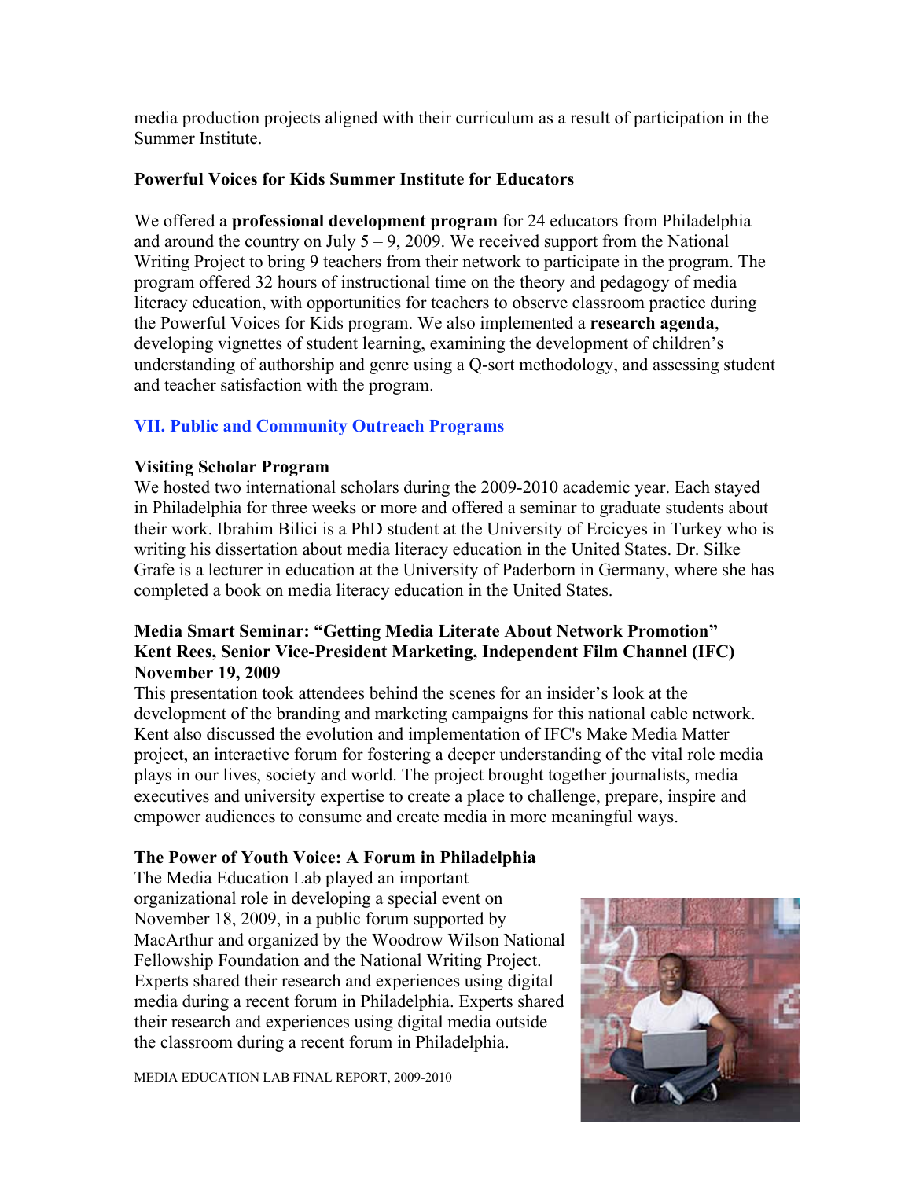media production projects aligned with their curriculum as a result of participation in the Summer Institute.

**Powerful Voices for Kids Summer Institute for Educators**

We offered a **professional development program** for 24 educators from Philadelphia and around the country on July 5 – 9, 2009. We received support from the National Writing Project to bring 9 teachers from their network to participate in the program. The program offered 32 hours of instructional time on the theory and pedagogy of media literacy education, with opportunities for teachers to observe classroom practice during the Powerful Voices for Kids program. We also implemented a **research agenda**, developing vignettes of student learning, examining the development of children's understanding of authorship and genre using a Q-sort methodology, and assessing student and teacher satisfaction with the program.

## VII. Public and Community Outreach Programs

**Visiting Scholar Program**

We hosted two international scholars during the 2009-2010 academic year. Each stayed in Philadelphia for three weeks or more and offered a seminar to graduate students about their work. Ibrahim Bilici is a PhD student at the University of Ercicyes in Turkey who is writing his dissertation about media literacy education in the United States. Dr. Silke Grafe is a lecturer in education at the University of Paderborn in Germany, where she has completed a book on media literacy education in the United States.

**Media Smart Seminar: "Getting Media Literate About Network Promotion"**
**Kent Rees, Senior Vice-President Marketing, Independent Film Channel (IFC)**
**November 19, 2009**

This presentation took attendees behind the scenes for an insider's look at the development of the branding and marketing campaigns for this national cable network. Kent also discussed the evolution and implementation of IFC's Make Media Matter project, an interactive forum for fostering a deeper understanding of the vital role media plays in our lives, society and world. The project brought together journalists, media executives and university expertise to create a place to challenge, prepare, inspire and empower audiences to consume and create media in more meaningful ways.

**The Power of Youth Voice: A Forum in Philadelphia**

The Media Education Lab played an important organizational role in developing a special event on November 18, 2009, in a public forum supported by MacArthur and organized by the Woodrow Wilson National Fellowship Foundation and the National Writing Project. Experts shared their research and experiences using digital media during a recent forum in Philadelphia. Experts shared their research and experiences using digital media outside the classroom during a recent forum in Philadelphia.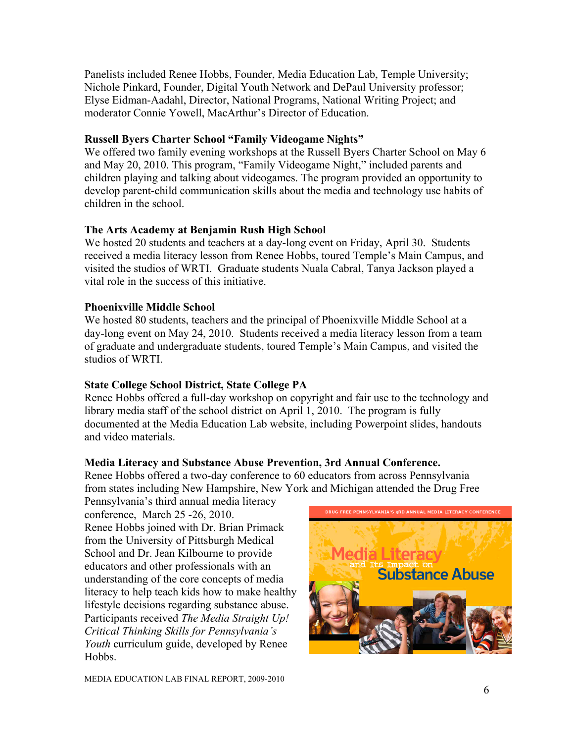Panelists included Renee Hobbs, Founder, Media Education Lab, Temple University; Nichole Pinkard, Founder, Digital Youth Network and DePaul University professor; Elyse Eidman-Aadahl, Director, National Programs, National Writing Project; and moderator Connie Yowell, MacArthur's Director of Education.

**Russell Byers Charter School "Family Videogame Nights"**

We offered two family evening workshops at the Russell Byers Charter School on May 6 and May 20, 2010. This program, "Family Videogame Night," included parents and children playing and talking about videogames. The program provided an opportunity to develop parent-child communication skills about the media and technology use habits of children in the school.

**The Arts Academy at Benjamin Rush High School**

We hosted 20 students and teachers at a day-long event on Friday, April 30. Students received a media literacy lesson from Renee Hobbs, toured Temple's Main Campus, and visited the studios of WRTI. Graduate students Nuala Cabral, Tanya Jackson played a vital role in the success of this initiative.

**Phoenixville Middle School**

We hosted 80 students, teachers and the principal of Phoenixville Middle School at a day-long event on May 24, 2010. Students received a media literacy lesson from a team of graduate and undergraduate students, toured Temple's Main Campus, and visited the studios of WRTI.

**State College School District, State College PA**

Renee Hobbs offered a full-day workshop on copyright and fair use to the technology and library media staff of the school district on April 1, 2010. The program is fully documented at the Media Education Lab website, including Powerpoint slides, handouts and video materials.

**Media Literacy and Substance Abuse Prevention, 3rd Annual Conference.**

Renee Hobbs offered a two-day conference to 60 educators from across Pennsylvania from states including New Hampshire, New York and Michigan attended the Drug Free Pennsylvania's third annual media literacy conference, March 25 -26, 2010. Renee Hobbs joined with Dr. Brian Primack from the University of Pittsburgh Medical School and Dr. Jean Kilbourne to provide educators and other professionals with an understanding of the core concepts of media literacy to help teach kids how to make healthy lifestyle decisions regarding substance abuse. Participants received *The Media Straight Up! Critical Thinking Skills for Pennsylvania's Youth* curriculum guide, developed by Renee Hobbs.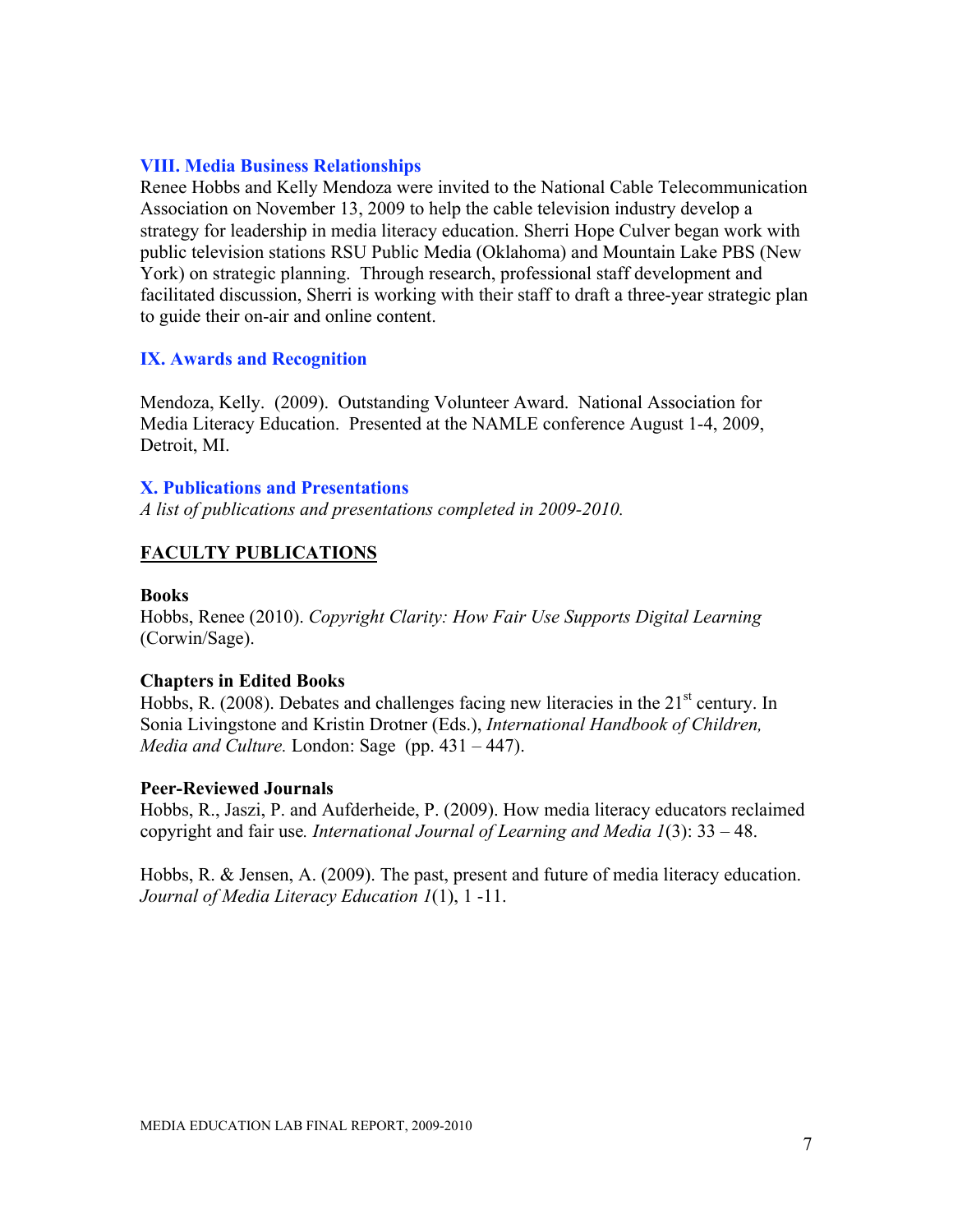## VIII. Media Business Relationships

Renee Hobbs and Kelly Mendoza were invited to the National Cable Telecommunication Association on November 13, 2009 to help the cable television industry develop a strategy for leadership in media literacy education. Sherri Hope Culver began work with public television stations RSU Public Media (Oklahoma) and Mountain Lake PBS (New York) on strategic planning. Through research, professional staff development and facilitated discussion, Sherri is working with their staff to draft a three-year strategic plan to guide their on-air and online content.

## IX. Awards and Recognition

Mendoza, Kelly. (2009). Outstanding Volunteer Award. National Association for Media Literacy Education. Presented at the NAMLE conference August 1-4, 2009, Detroit, MI.

## X. Publications and Presentations

*A list of publications and presentations completed in 2009-2010.*

### FACULTY PUBLICATIONS

**Books**

Hobbs, Renee (2010). *Copyright Clarity: How Fair Use Supports Digital Learning* (Corwin/Sage).

**Chapters in Edited Books**

Hobbs, R. (2008). Debates and challenges facing new literacies in the 21st century. In Sonia Livingstone and Kristin Drotner (Eds.), *International Handbook of Children, Media and Culture.* London: Sage (pp. 431 – 447).

**Peer-Reviewed Journals**

Hobbs, R., Jaszi, P. and Aufderheide, P. (2009). How media literacy educators reclaimed copyright and fair use. *International Journal of Learning and Media 1*(3): 33 – 48.

Hobbs, R. & Jensen, A. (2009). The past, present and future of media literacy education. *Journal of Media Literacy Education 1*(1), 1 -11.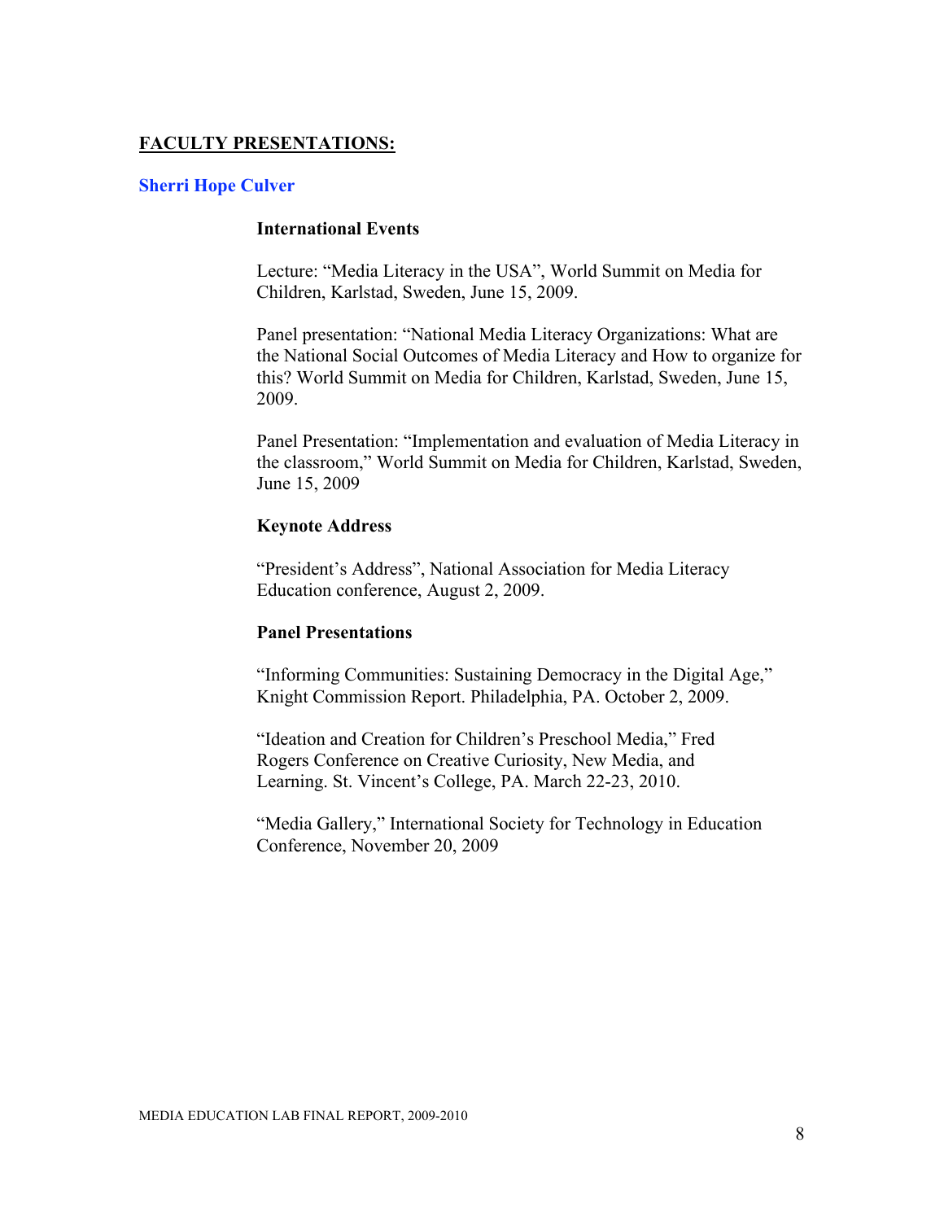## FACULTY PRESENTATIONS:

### Sherri Hope Culver

#### International Events

Lecture: "Media Literacy in the USA", World Summit on Media for Children, Karlstad, Sweden, June 15, 2009.

Panel presentation: "National Media Literacy Organizations: What are the National Social Outcomes of Media Literacy and How to organize for this? World Summit on Media for Children, Karlstad, Sweden, June 15, 2009.

Panel Presentation: "Implementation and evaluation of Media Literacy in the classroom," World Summit on Media for Children, Karlstad, Sweden, June 15, 2009

#### Keynote Address

"President's Address", National Association for Media Literacy Education conference, August 2, 2009.

#### Panel Presentations

"Informing Communities: Sustaining Democracy in the Digital Age," Knight Commission Report. Philadelphia, PA. October 2, 2009.

"Ideation and Creation for Children's Preschool Media," Fred Rogers Conference on Creative Curiosity, New Media, and Learning. St. Vincent's College, PA. March 22-23, 2010.

"Media Gallery," International Society for Technology in Education Conference, November 20, 2009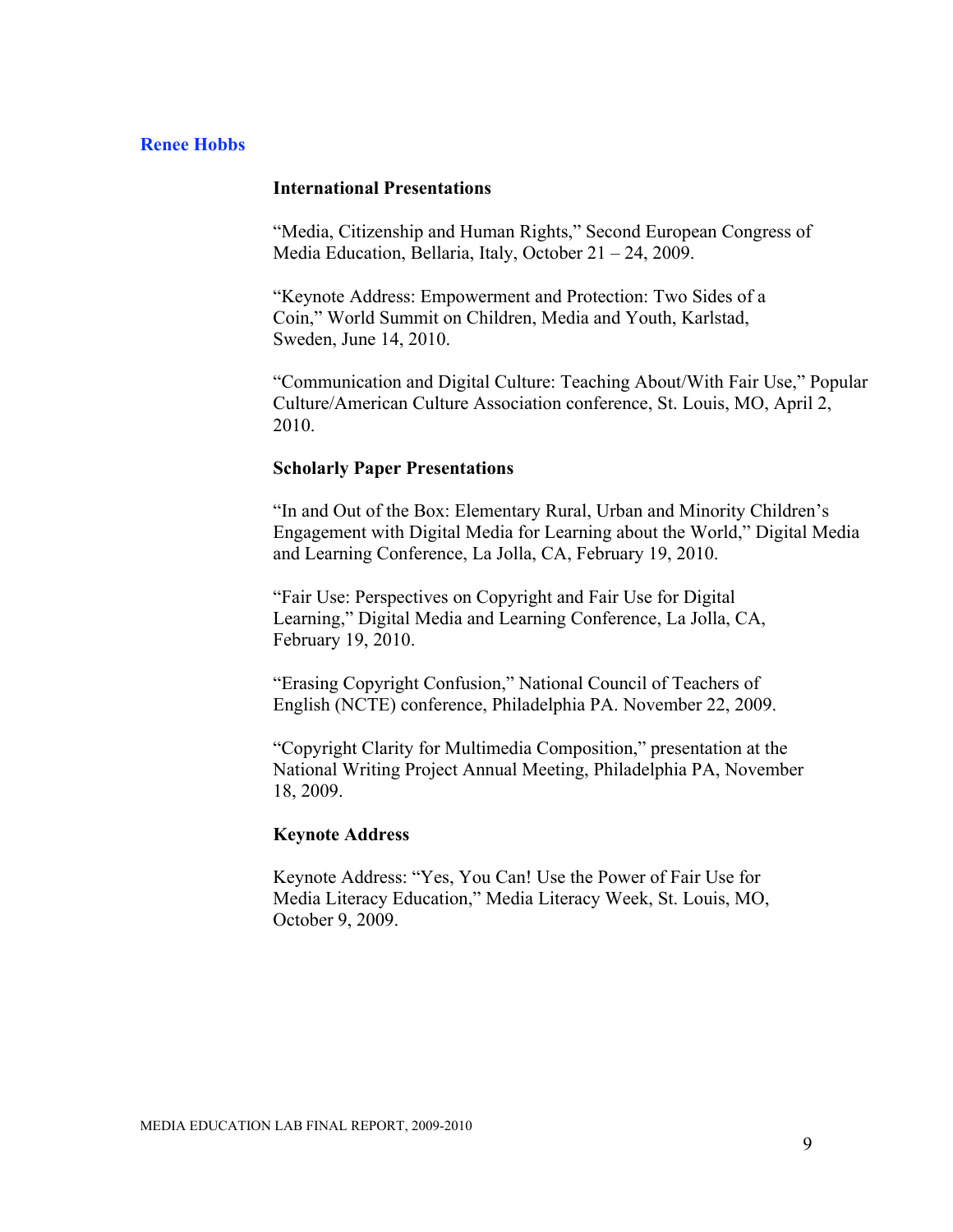## Renee Hobbs

### International Presentations

"Media, Citizenship and Human Rights," Second European Congress of Media Education, Bellaria, Italy, October 21 – 24, 2009.

"Keynote Address: Empowerment and Protection: Two Sides of a Coin," World Summit on Children, Media and Youth, Karlstad, Sweden, June 14, 2010.

"Communication and Digital Culture: Teaching About/With Fair Use," Popular Culture/American Culture Association conference, St. Louis, MO, April 2, 2010.

### Scholarly Paper Presentations

"In and Out of the Box: Elementary Rural, Urban and Minority Children's Engagement with Digital Media for Learning about the World," Digital Media and Learning Conference, La Jolla, CA, February 19, 2010.

"Fair Use: Perspectives on Copyright and Fair Use for Digital Learning," Digital Media and Learning Conference, La Jolla, CA, February 19, 2010.

"Erasing Copyright Confusion," National Council of Teachers of English (NCTE) conference, Philadelphia PA. November 22, 2009.

"Copyright Clarity for Multimedia Composition," presentation at the National Writing Project Annual Meeting, Philadelphia PA, November 18, 2009.

### Keynote Address

Keynote Address: "Yes, You Can! Use the Power of Fair Use for Media Literacy Education," Media Literacy Week, St. Louis, MO, October 9, 2009.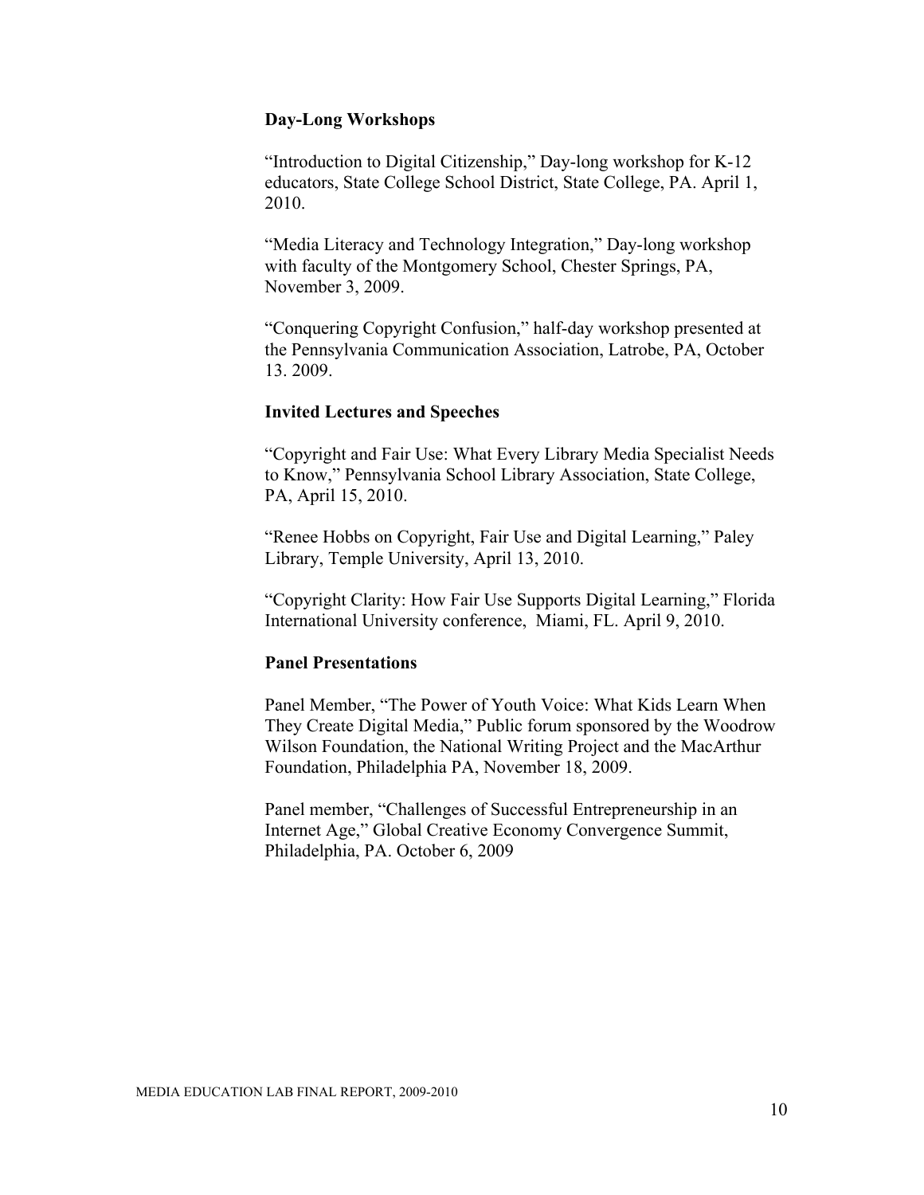### Day-Long Workshops

"Introduction to Digital Citizenship," Day-long workshop for K-12 educators, State College School District, State College, PA. April 1, 2010.

"Media Literacy and Technology Integration," Day-long workshop with faculty of the Montgomery School, Chester Springs, PA, November 3, 2009.

"Conquering Copyright Confusion," half-day workshop presented at the Pennsylvania Communication Association, Latrobe, PA, October 13. 2009.

### Invited Lectures and Speeches

"Copyright and Fair Use: What Every Library Media Specialist Needs to Know," Pennsylvania School Library Association, State College, PA, April 15, 2010.

"Renee Hobbs on Copyright, Fair Use and Digital Learning," Paley Library, Temple University, April 13, 2010.

"Copyright Clarity: How Fair Use Supports Digital Learning," Florida International University conference, Miami, FL. April 9, 2010.

### Panel Presentations

Panel Member, "The Power of Youth Voice: What Kids Learn When They Create Digital Media," Public forum sponsored by the Woodrow Wilson Foundation, the National Writing Project and the MacArthur Foundation, Philadelphia PA, November 18, 2009.

Panel member, "Challenges of Successful Entrepreneurship in an Internet Age," Global Creative Economy Convergence Summit, Philadelphia, PA. October 6, 2009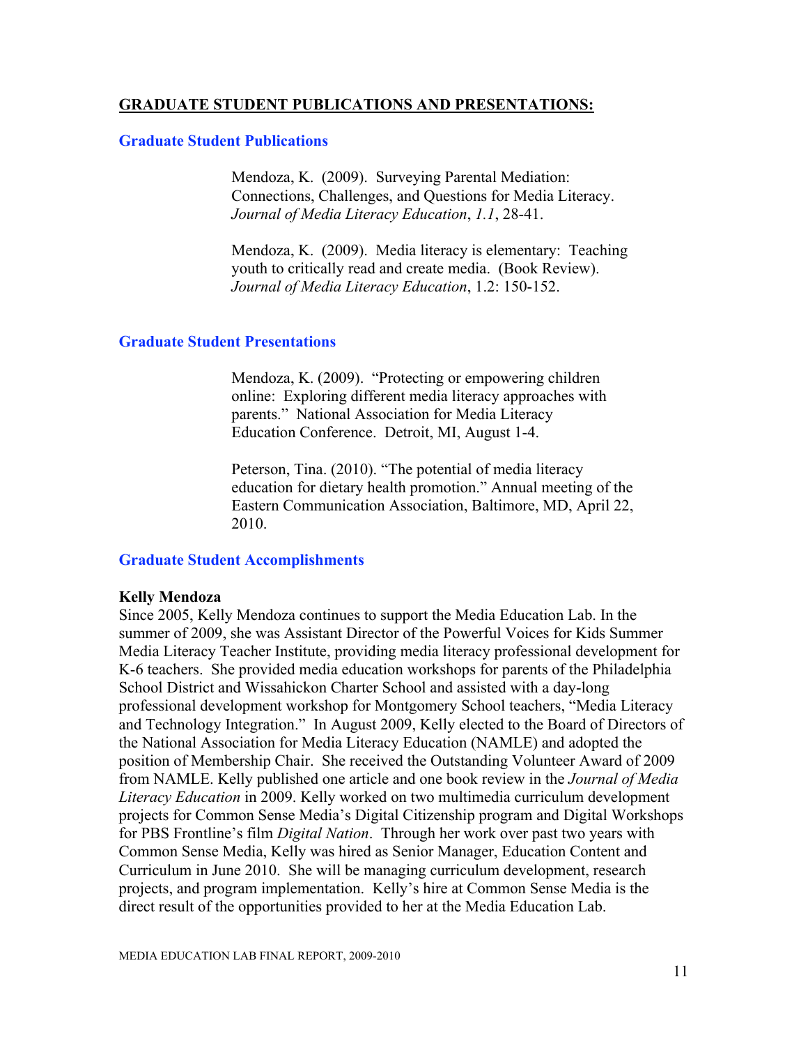## GRADUATE STUDENT PUBLICATIONS AND PRESENTATIONS:

### Graduate Student Publications

Mendoza, K. (2009). Surveying Parental Mediation: Connections, Challenges, and Questions for Media Literacy. *Journal of Media Literacy Education*, *1.1*, 28-41.

Mendoza, K. (2009). Media literacy is elementary: Teaching youth to critically read and create media. (Book Review). *Journal of Media Literacy Education*, 1.2: 150-152.

### Graduate Student Presentations

Mendoza, K. (2009). "Protecting or empowering children online: Exploring different media literacy approaches with parents." National Association for Media Literacy Education Conference. Detroit, MI, August 1-4.

Peterson, Tina. (2010). "The potential of media literacy education for dietary health promotion." Annual meeting of the Eastern Communication Association, Baltimore, MD, April 22, 2010.

### Graduate Student Accomplishments

**Kelly Mendoza**

Since 2005, Kelly Mendoza continues to support the Media Education Lab. In the summer of 2009, she was Assistant Director of the Powerful Voices for Kids Summer Media Literacy Teacher Institute, providing media literacy professional development for K-6 teachers. She provided media education workshops for parents of the Philadelphia School District and Wissahickon Charter School and assisted with a day-long professional development workshop for Montgomery School teachers, "Media Literacy and Technology Integration." In August 2009, Kelly elected to the Board of Directors of the National Association for Media Literacy Education (NAMLE) and adopted the position of Membership Chair. She received the Outstanding Volunteer Award of 2009 from NAMLE. Kelly published one article and one book review in the *Journal of Media Literacy Education* in 2009. Kelly worked on two multimedia curriculum development projects for Common Sense Media's Digital Citizenship program and Digital Workshops for PBS Frontline's film *Digital Nation*. Through her work over past two years with Common Sense Media, Kelly was hired as Senior Manager, Education Content and Curriculum in June 2010. She will be managing curriculum development, research projects, and program implementation. Kelly's hire at Common Sense Media is the direct result of the opportunities provided to her at the Media Education Lab.